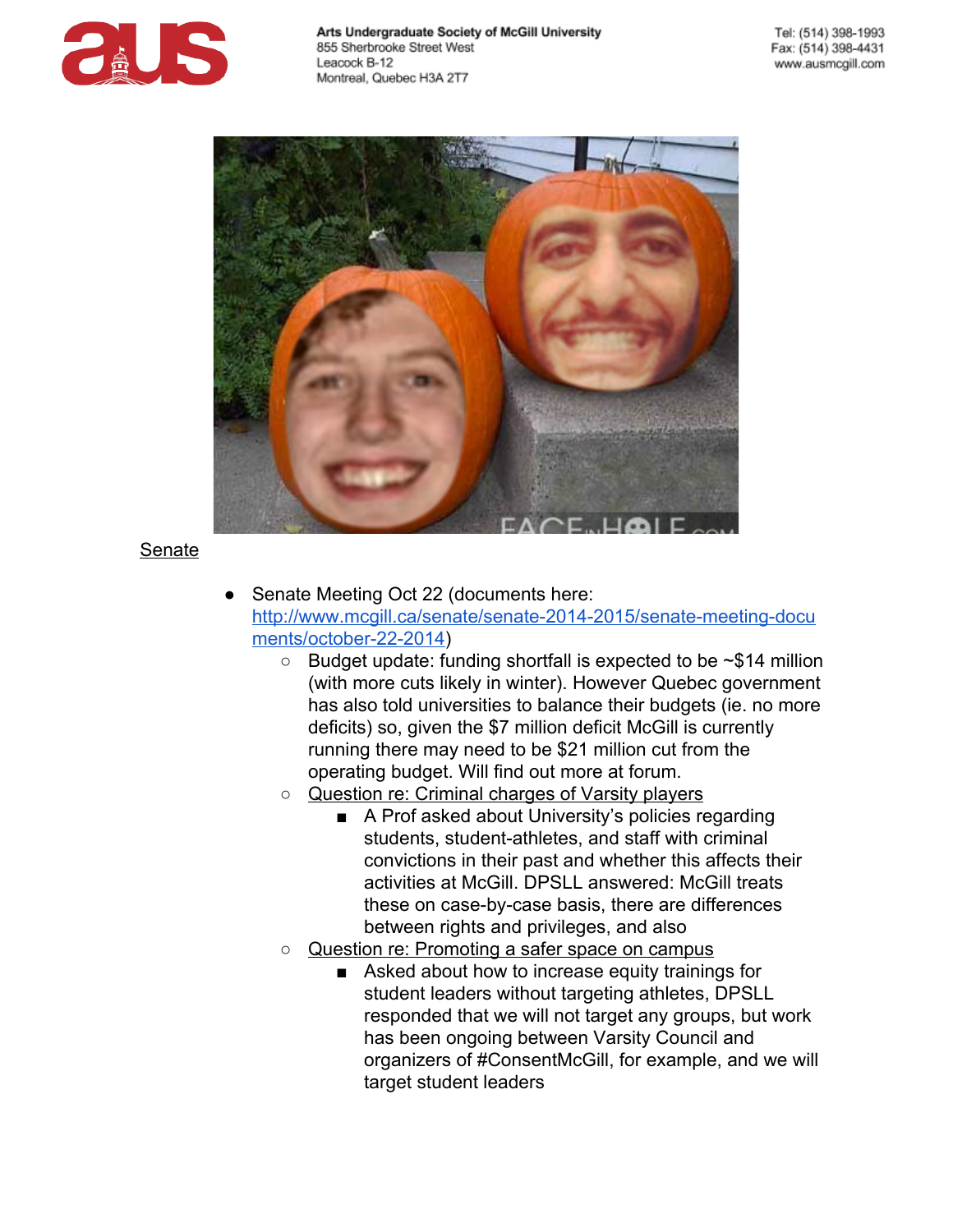Arts Undergraduate Society of McGill University
855 Sherbrooke Street West
Leacock B-12
Montreal, Quebec H3A 2T7

Tel: (514) 398-1993
Fax: (514) 398-4431
www.ausmcgill.com

## Senate

- Senate Meeting Oct 22 (documents here: http://www.mcgill.ca/senate/senate-2014-2015/senate-meeting-documents/october-22-2014)
  - Budget update: funding shortfall is expected to be ~$14 million (with more cuts likely in winter). However Quebec government has also told universities to balance their budgets (ie. no more deficits) so, given the $7 million deficit McGill is currently running there may need to be $21 million cut from the operating budget. Will find out more at forum.
  - Question re: Criminal charges of Varsity players
    - A Prof asked about University's policies regarding students, student-athletes, and staff with criminal convictions in their past and whether this affects their activities at McGill. DPSLL answered: McGill treats these on case-by-case basis, there are differences between rights and privileges, and also
  - Question re: Promoting a safer space on campus
    - Asked about how to increase equity trainings for student leaders without targeting athletes, DPSLL responded that we will not target any groups, but work has been ongoing between Varsity Council and organizers of #ConsentMcGill, for example, and we will target student leaders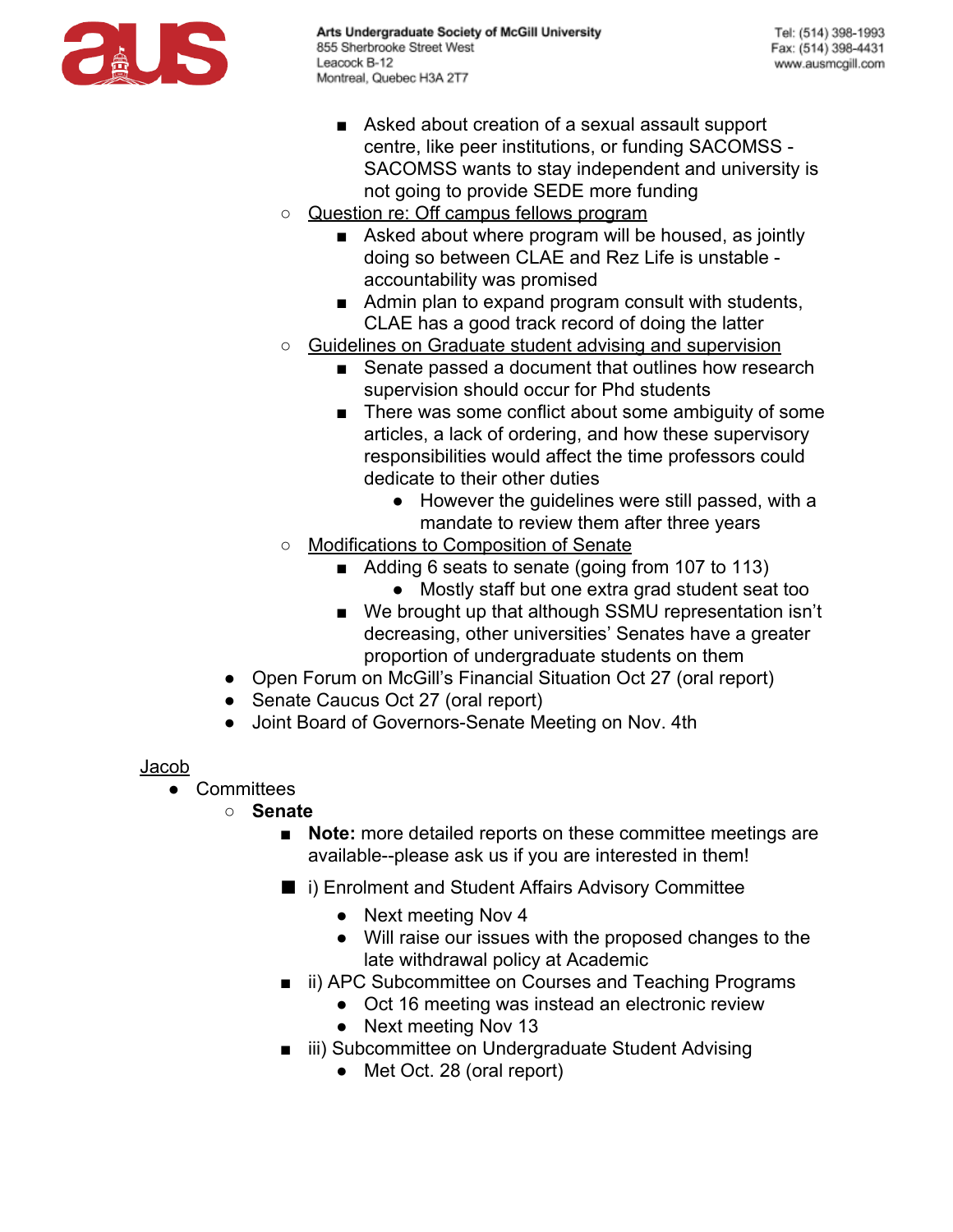- Asked about creation of a sexual assault support centre, like peer institutions, or funding SACOMSS - SACOMSS wants to stay independent and university is not going to provide SEDE more funding
    - <u>Question re: Off campus fellows program</u>
        - Asked about where program will be housed, as jointly doing so between CLAE and Rez Life is unstable - accountability was promised
        - Admin plan to expand program consult with students, CLAE has a good track record of doing the latter
    - <u>Guidelines on Graduate student advising and supervision</u>
        - Senate passed a document that outlines how research supervision should occur for Phd students
        - There was some conflict about some ambiguity of some articles, a lack of ordering, and how these supervisory responsibilities would affect the time professors could dedicate to their other duties
            - However the guidelines were still passed, with a mandate to review them after three years
    - <u>Modifications to Composition of Senate</u>
        - Adding 6 seats to senate (going from 107 to 113)
            - Mostly staff but one extra grad student seat too
        - We brought up that although SSMU representation isn't decreasing, other universities' Senates have a greater proportion of undergraduate students on them
- Open Forum on McGill's Financial Situation Oct 27 (oral report)
- Senate Caucus Oct 27 (oral report)
- Joint Board of Governors-Senate Meeting on Nov. 4th

<u>Jacob</u>

- Committees
    - **Senate**
        - **Note:** more detailed reports on these committee meetings are available--please ask us if you are interested in them!
        - i) Enrolment and Student Affairs Advisory Committee
            - Next meeting Nov 4
            - Will raise our issues with the proposed changes to the late withdrawal policy at Academic
        - ii) APC Subcommittee on Courses and Teaching Programs
            - Oct 16 meeting was instead an electronic review
            - Next meeting Nov 13
        - iii) Subcommittee on Undergraduate Student Advising
            - Met Oct. 28 (oral report)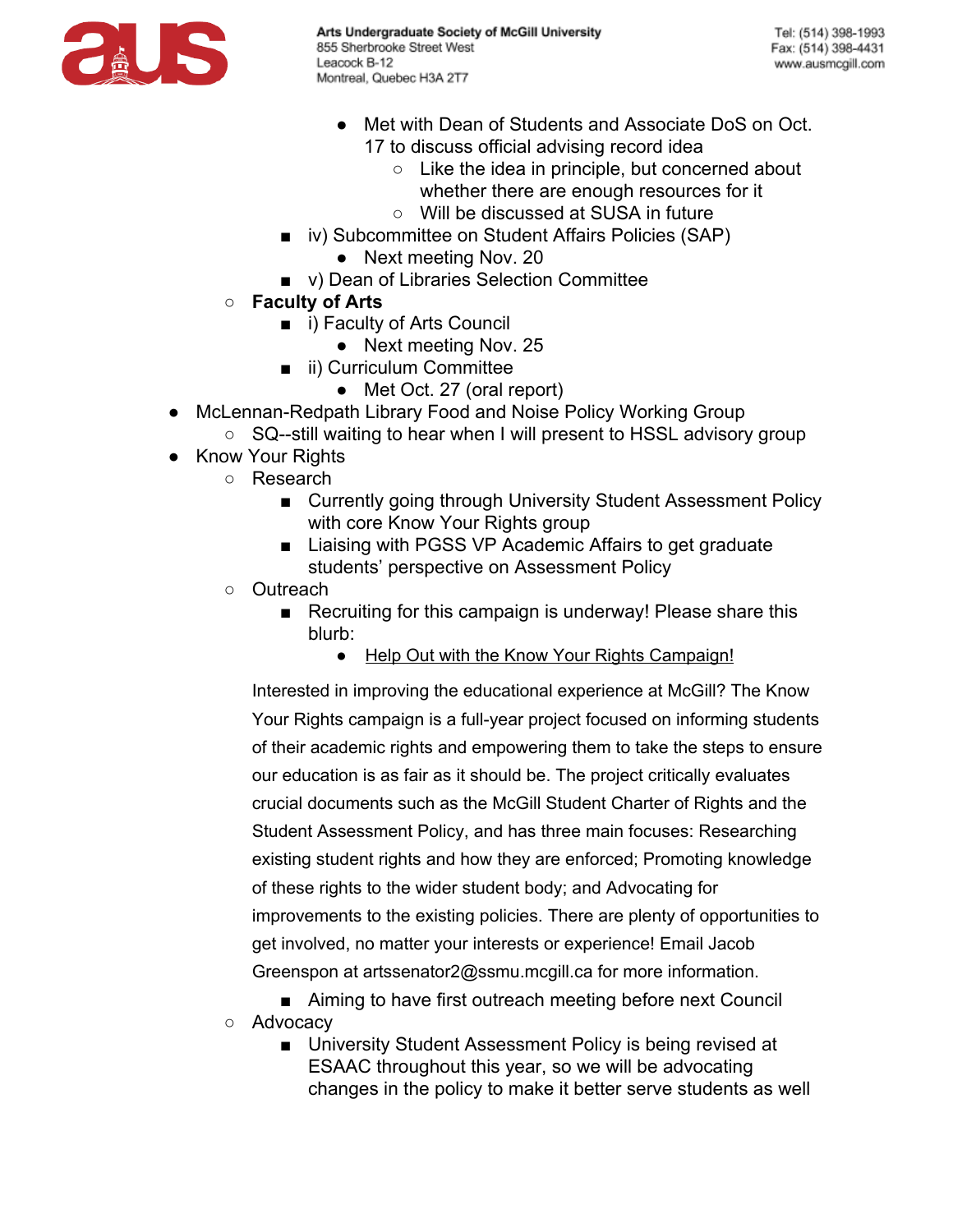- Met with Dean of Students and Associate DoS on Oct. 17 to discuss official advising record idea
                - Like the idea in principle, but concerned about whether there are enough resources for it
                - Will be discussed at SUSA in future
        - iv) Subcommittee on Student Affairs Policies (SAP)
            - Next meeting Nov. 20
        - v) Dean of Libraries Selection Committee
    - **Faculty of Arts**
        - i) Faculty of Arts Council
            - Next meeting Nov. 25
        - ii) Curriculum Committee
            - Met Oct. 27 (oral report)
- McLennan-Redpath Library Food and Noise Policy Working Group
    - SQ--still waiting to hear when I will present to HSSL advisory group
- Know Your Rights
    - Research
        - Currently going through University Student Assessment Policy with core Know Your Rights group
        - Liaising with PGSS VP Academic Affairs to get graduate students' perspective on Assessment Policy
    - Outreach
        - Recruiting for this campaign is underway! Please share this blurb:
            - <u>Help Out with the Know Your Rights Campaign!</u>

      Interested in improving the educational experience at McGill? The Know Your Rights campaign is a full-year project focused on informing students of their academic rights and empowering them to take the steps to ensure our education is as fair as it should be. The project critically evaluates crucial documents such as the McGill Student Charter of Rights and the Student Assessment Policy, and has three main focuses: Researching existing student rights and how they are enforced; Promoting knowledge of these rights to the wider student body; and Advocating for improvements to the existing policies. There are plenty of opportunities to get involved, no matter your interests or experience! Email Jacob Greenspon at artssenator2@ssmu.mcgill.ca for more information.

        - Aiming to have first outreach meeting before next Council
    - Advocacy
        - University Student Assessment Policy is being revised at ESAAC throughout this year, so we will be advocating changes in the policy to make it better serve students as well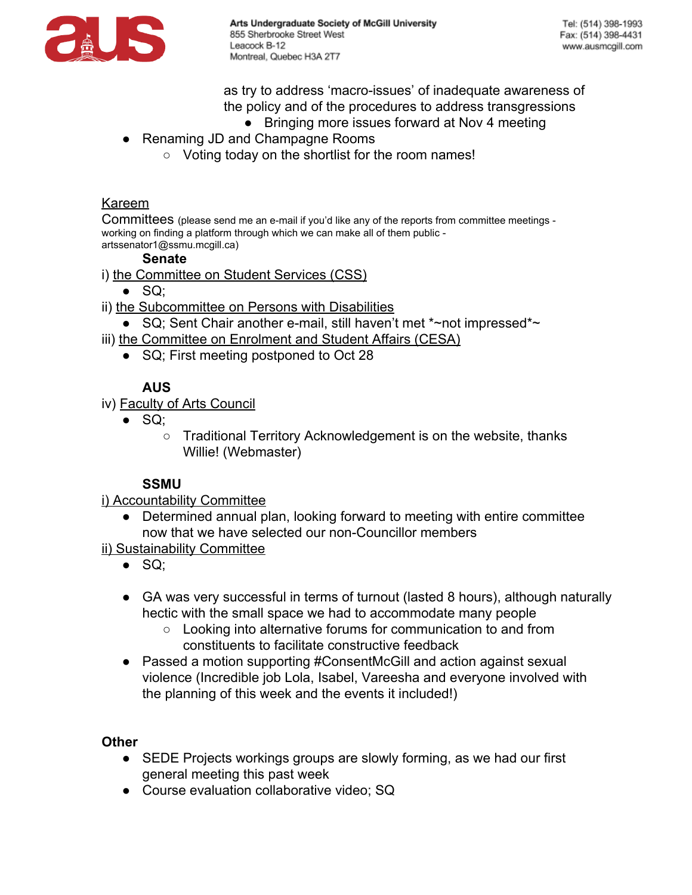as try to address 'macro-issues' of inadequate awareness of the policy and of the procedures to address transgressions

- Bringing more issues forward at Nov 4 meeting

- Renaming JD and Champagne Rooms
  - Voting today on the shortlist for the room names!

<u>Kareem</u>

Committees (please send me an e-mail if you'd like any of the reports from committee meetings - working on finding a platform through which we can make all of them public - artssenator1@ssmu.mcgill.ca)

**Senate**

i) <u>the Committee on Student Services (CSS)</u>

- SQ;

ii) <u>the Subcommittee on Persons with Disabilities</u>

- SQ; Sent Chair another e-mail, still haven't met *~not impressed*~

iii) <u>the Committee on Enrolment and Student Affairs (CESA)</u>

- SQ; First meeting postponed to Oct 28

**AUS**

iv) <u>Faculty of Arts Council</u>

- SQ;
  - Traditional Territory Acknowledgement is on the website, thanks Willie! (Webmaster)

**SSMU**

<u>i) Accountability Committee</u>

- Determined annual plan, looking forward to meeting with entire committee now that we have selected our non-Councillor members

<u>ii) Sustainability Committee</u>

- SQ;

- GA was very successful in terms of turnout (lasted 8 hours), although naturally hectic with the small space we had to accommodate many people
  - Looking into alternative forums for communication to and from constituents to facilitate constructive feedback
- Passed a motion supporting #ConsentMcGill and action against sexual violence (Incredible job Lola, Isabel, Vareesha and everyone involved with the planning of this week and the events it included!)

**Other**

- SEDE Projects workings groups are slowly forming, as we had our first general meeting this past week
- Course evaluation collaborative video; SQ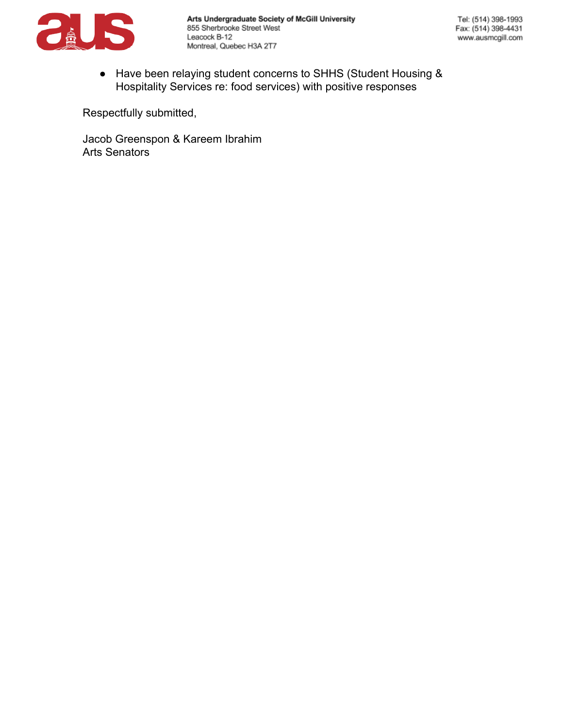- Have been relaying student concerns to SHHS (Student Housing & Hospitality Services re: food services) with positive responses

Respectfully submitted,

Jacob Greenspon & Kareem Ibrahim
Arts Senators